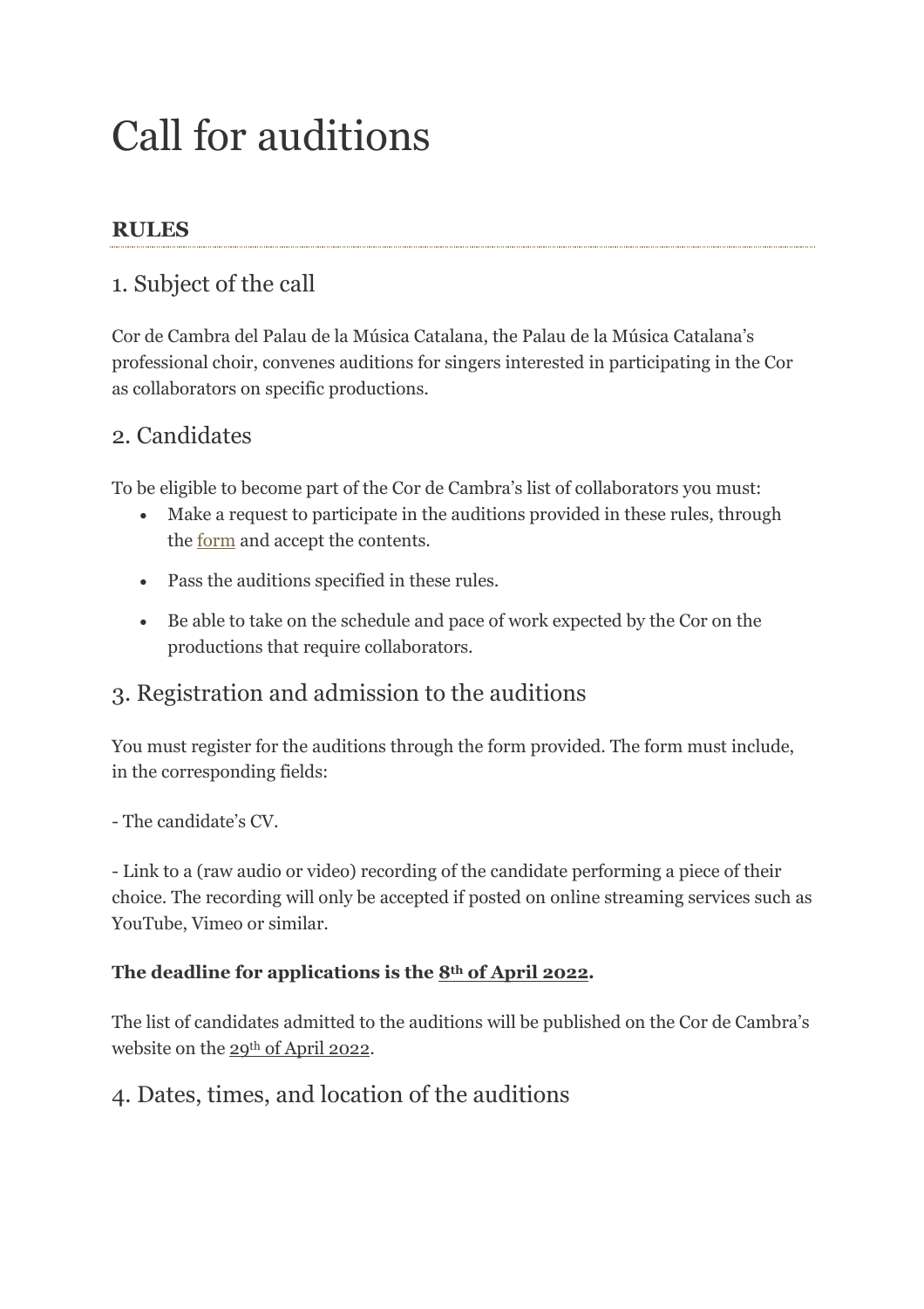# Call for auditions

## RULES

### 1. Subject of the call

Cor de Cambra del Palau de la Música Catalana, the Palau de la Música Catalana's professional choir, convenes auditions for singers interested in participating in the Cor as collaborators on specific productions.

### 2. Candidates

To be eligible to become part of the Cor de Cambra's list of collaborators you must:

- Make a request to participate in the auditions provided in these rules, through the form and accept the contents.
- Pass the auditions specified in these rules.
- Be able to take on the schedule and pace of work expected by the Cor on the productions that require collaborators.

### 3. Registration and admission to the auditions

You must register for the auditions through the form provided. The form must include, in the corresponding fields:

- The candidate's CV.

- Link to a (raw audio or video) recording of the candidate performing a piece of their choice. The recording will only be accepted if posted on online streaming services such as YouTube, Vimeo or similar.

**The deadline for applications is the 8th of April 2022.**

The list of candidates admitted to the auditions will be published on the Cor de Cambra's website on the 29th of April 2022.

### 4. Dates, times, and location of the auditions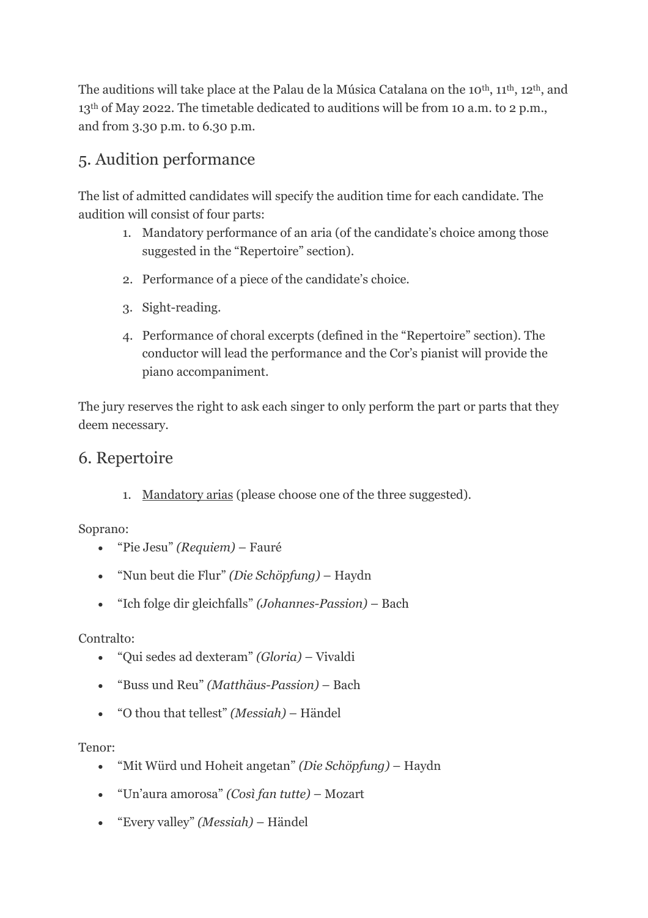The auditions will take place at the Palau de la Música Catalana on the 10th, 11th, 12th, and 13th of May 2022. The timetable dedicated to auditions will be from 10 a.m. to 2 p.m., and from 3.30 p.m. to 6.30 p.m.

## 5. Audition performance

The list of admitted candidates will specify the audition time for each candidate. The audition will consist of four parts:

1. Mandatory performance of an aria (of the candidate's choice among those suggested in the "Repertoire" section).
2. Performance of a piece of the candidate's choice.
3. Sight-reading.
4. Performance of choral excerpts (defined in the "Repertoire" section). The conductor will lead the performance and the Cor's pianist will provide the piano accompaniment.

The jury reserves the right to ask each singer to only perform the part or parts that they deem necessary.

## 6. Repertoire

1. Mandatory arias (please choose one of the three suggested).

Soprano:

- "Pie Jesu" *(Requiem)* – Fauré
- "Nun beut die Flur" *(Die Schöpfung)* – Haydn
- "Ich folge dir gleichfalls" *(Johannes-Passion)* – Bach

Contralto:

- "Qui sedes ad dexteram" *(Gloria)* – Vivaldi
- "Buss und Reu" *(Matthäus-Passion)* – Bach
- "O thou that tellest" *(Messiah)* – Händel

Tenor:

- "Mit Würd und Hoheit angetan" *(Die Schöpfung)* – Haydn
- "Un'aura amorosa" *(Così fan tutte)* – Mozart
- "Every valley" *(Messiah)* – Händel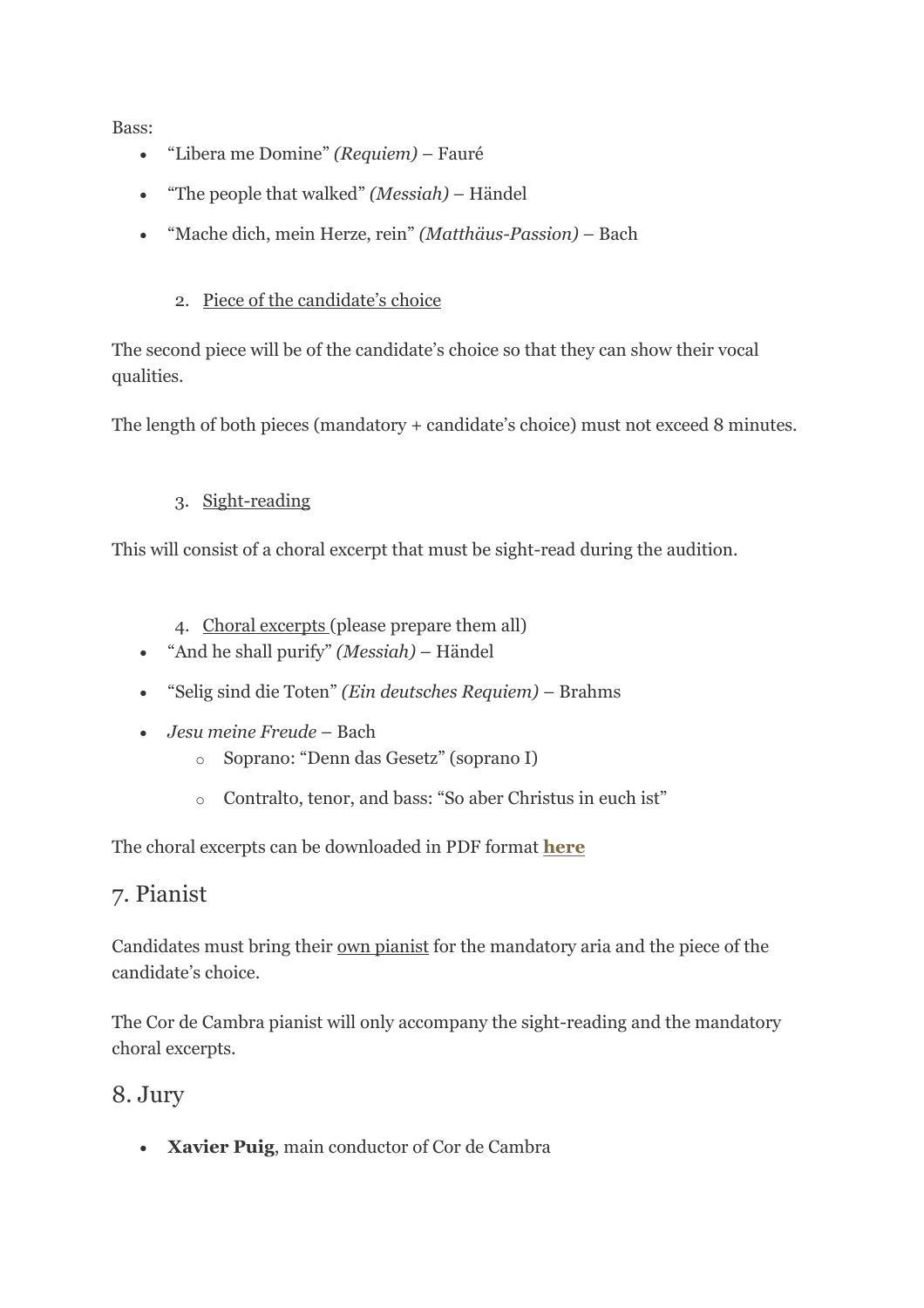Bass:

- "Libera me Domine" *(Requiem)* – Fauré
- "The people that walked" *(Messiah)* – Händel
- "Mache dich, mein Herze, rein" *(Matthäus-Passion)* – Bach

2. Piece of the candidate's choice

The second piece will be of the candidate's choice so that they can show their vocal qualities.

The length of both pieces (mandatory + candidate's choice) must not exceed 8 minutes.

3. Sight-reading

This will consist of a choral excerpt that must be sight-read during the audition.

4. Choral excerpts (please prepare them all)

- "And he shall purify" *(Messiah)* – Händel
- "Selig sind die Toten" *(Ein deutsches Requiem)* – Brahms
- *Jesu meine Freude* – Bach
  - Soprano: "Denn das Gesetz" (soprano I)
  - Contralto, tenor, and bass: "So aber Christus in euch ist"

The choral excerpts can be downloaded in PDF format **here**

## 7. Pianist

Candidates must bring their own pianist for the mandatory aria and the piece of the candidate's choice.

The Cor de Cambra pianist will only accompany the sight-reading and the mandatory choral excerpts.

## 8. Jury

- **Xavier Puig**, main conductor of Cor de Cambra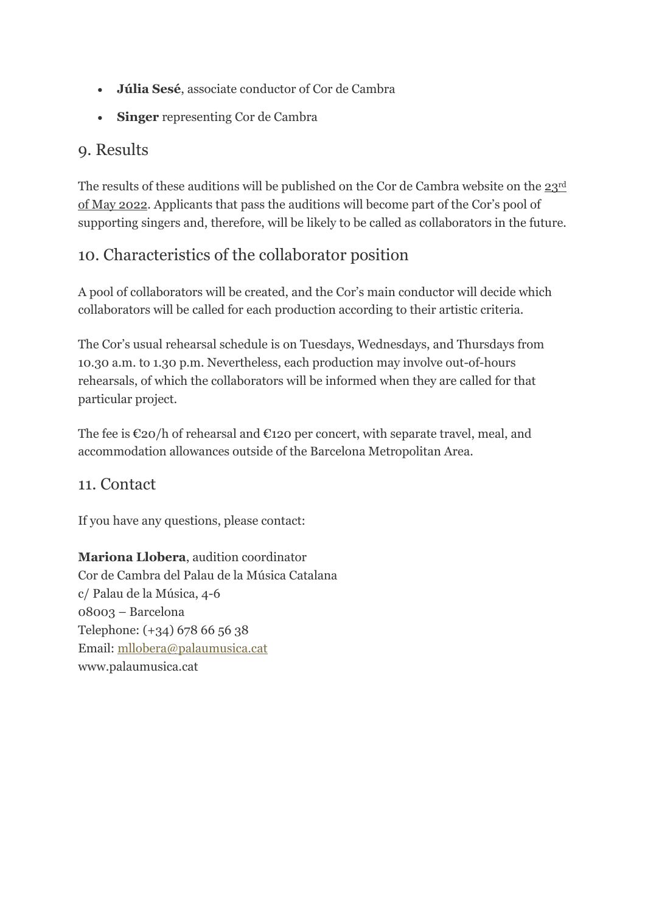- **Júlia Sesé**, associate conductor of Cor de Cambra
- **Singer** representing Cor de Cambra

## 9. Results

The results of these auditions will be published on the Cor de Cambra website on the 23rd of May 2022. Applicants that pass the auditions will become part of the Cor's pool of supporting singers and, therefore, will be likely to be called as collaborators in the future.

## 10. Characteristics of the collaborator position

A pool of collaborators will be created, and the Cor's main conductor will decide which collaborators will be called for each production according to their artistic criteria.

The Cor's usual rehearsal schedule is on Tuesdays, Wednesdays, and Thursdays from 10.30 a.m. to 1.30 p.m. Nevertheless, each production may involve out-of-hours rehearsals, of which the collaborators will be informed when they are called for that particular project.

The fee is €20/h of rehearsal and €120 per concert, with separate travel, meal, and accommodation allowances outside of the Barcelona Metropolitan Area.

## 11. Contact

If you have any questions, please contact:

**Mariona Llobera**, audition coordinator
Cor de Cambra del Palau de la Música Catalana
c/ Palau de la Música, 4-6
08003 – Barcelona
Telephone: (+34) 678 66 56 38
Email: mllobera@palaumusica.cat
www.palaumusica.cat